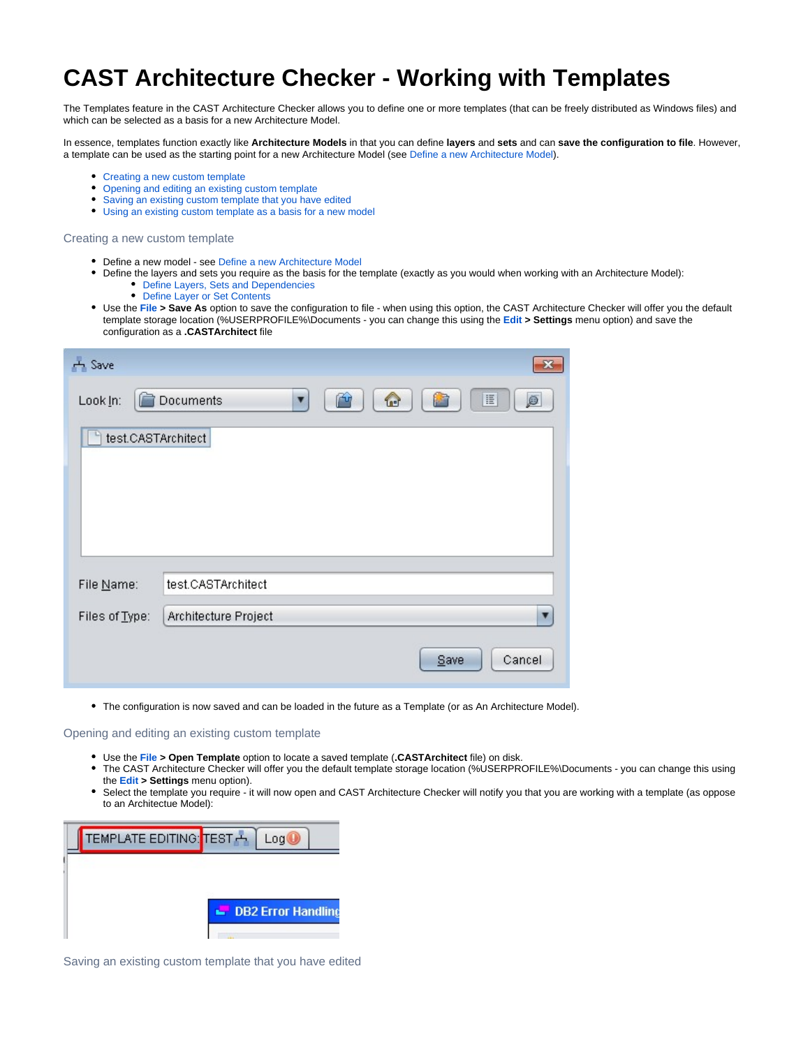# CAST Architecture Checker - Working with Templates

The Templates feature in the CAST Architecture Checker allows you to define one or more templates (that can be freely distributed as Windows files) and which can be selected as a basis for a new Architecture Model.

In essence, templates function exactly like **Architecture Models** in that you can define **layers** and **sets** and can **save the configuration to file**. However, a template can be used as the starting point for a new Architecture Model (see Define a new Architecture Model).

- Creating a new custom template
- Opening and editing an existing custom template
- Saving an existing custom template that you have edited
- Using an existing custom template as a basis for a new model

## Creating a new custom template

- Define a new model - see Define a new Architecture Model
- Define the layers and sets you require as the basis for the template (exactly as you would when working with an Architecture Model):
  - Define Layers, Sets and Dependencies
  - Define Layer or Set Contents
- Use the **File > Save As** option to save the configuration to file - when using this option, the CAST Architecture Checker will offer you the default template storage location (%USERPROFILE%\Documents - you can change this using the **Edit > Settings** menu option) and save the configuration as a **.CASTArchitect** file

- The configuration is now saved and can be loaded in the future as a Template (or as An Architecture Model).

## Opening and editing an existing custom template

- Use the **File > Open Template** option to locate a saved template (**.CASTArchitect** file) on disk.
- The CAST Architecture Checker will offer you the default template storage location (%USERPROFILE%\Documents - you can change this using the **Edit > Settings** menu option).
- Select the template you require - it will now open and CAST Architecture Checker will notify you that you are working with a template (as oppose to an Architectue Model):

## Saving an existing custom template that you have edited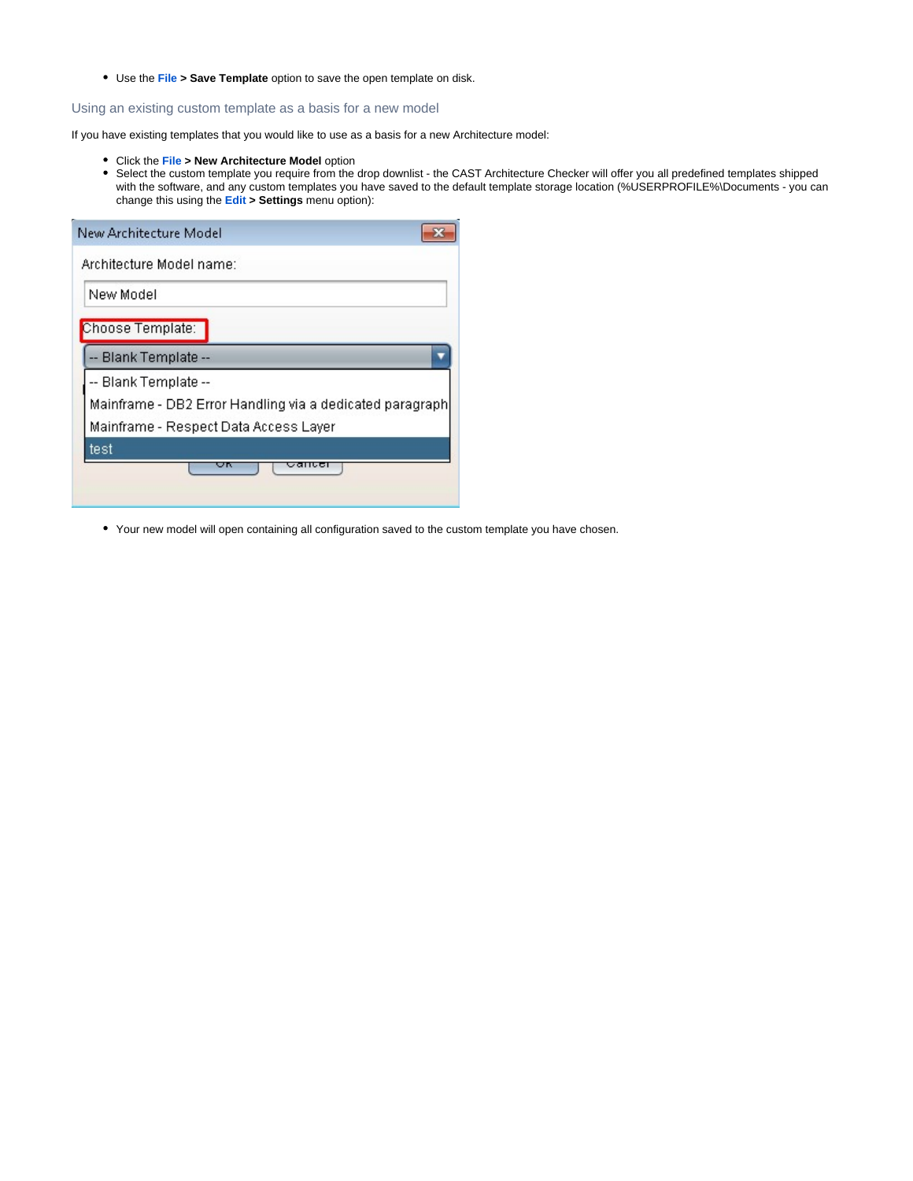- Use the **File > Save Template** option to save the open template on disk.

## Using an existing custom template as a basis for a new model

If you have existing templates that you would like to use as a basis for a new Architecture model:

- Click the **File > New Architecture Model** option
- Select the custom template you require from the drop downlist - the CAST Architecture Checker will offer you all predefined templates shipped with the software, and any custom templates you have saved to the default template storage location (%USERPROFILE%\Documents - you can change this using the **Edit > Settings** menu option):

- Your new model will open containing all configuration saved to the custom template you have chosen.